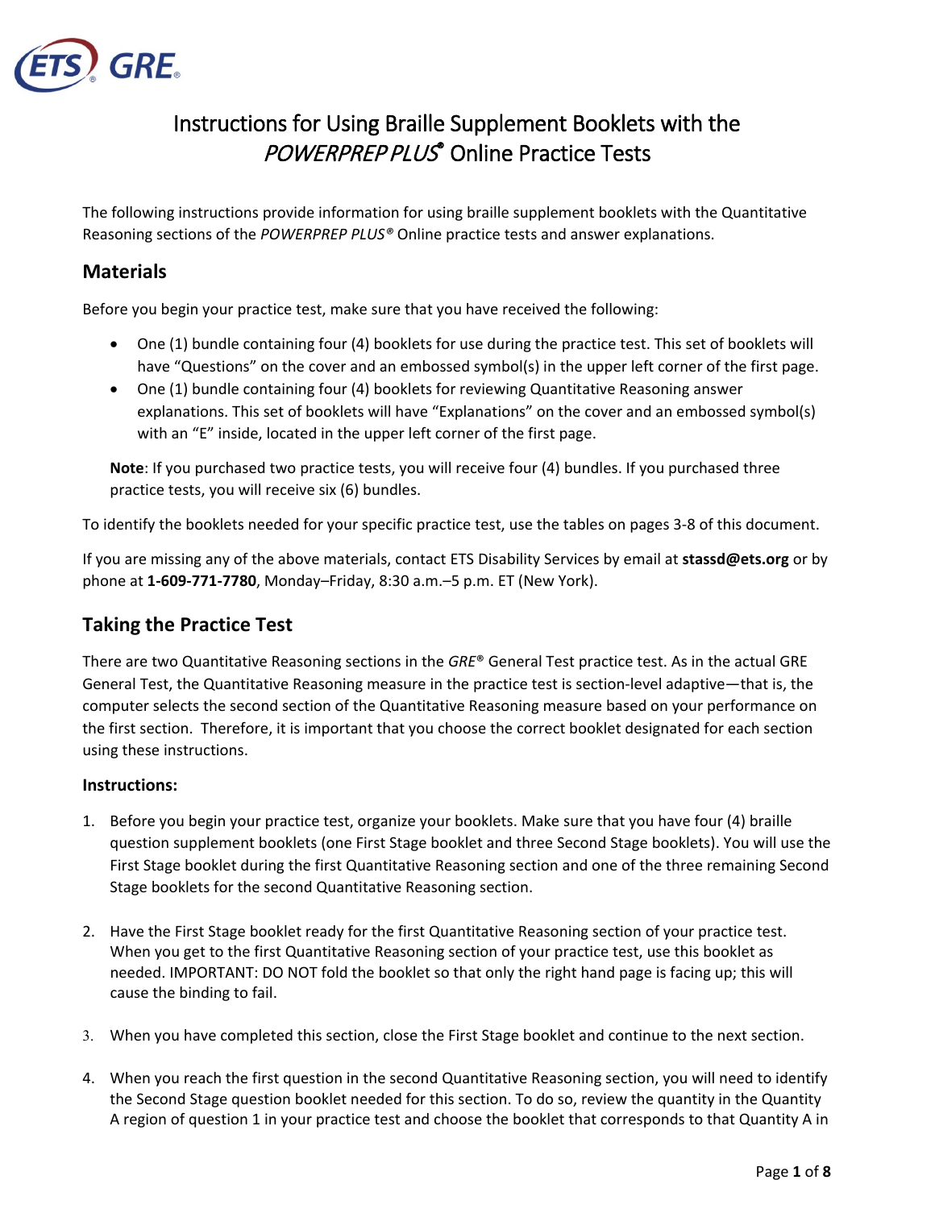# Instructions for Using Braille Supplement Booklets with the *POWERPREP PLUS®* Online Practice Tests

The following instructions provide information for using braille supplement booklets with the Quantitative Reasoning sections of the *POWERPREP PLUS®* Online practice tests and answer explanations.

## Materials

Before you begin your practice test, make sure that you have received the following:

- One (1) bundle containing four (4) booklets for use during the practice test. This set of booklets will have "Questions" on the cover and an embossed symbol(s) in the upper left corner of the first page.
- One (1) bundle containing four (4) booklets for reviewing Quantitative Reasoning answer explanations. This set of booklets will have "Explanations" on the cover and an embossed symbol(s) with an "E" inside, located in the upper left corner of the first page.

**Note**: If you purchased two practice tests, you will receive four (4) bundles. If you purchased three practice tests, you will receive six (6) bundles.

To identify the booklets needed for your specific practice test, use the tables on pages 3-8 of this document.

If you are missing any of the above materials, contact ETS Disability Services by email at **stassd@ets.org** or by phone at **1-609-771-7780**, Monday–Friday, 8:30 a.m.–5 p.m. ET (New York).

## Taking the Practice Test

There are two Quantitative Reasoning sections in the *GRE®* General Test practice test. As in the actual GRE General Test, the Quantitative Reasoning measure in the practice test is section-level adaptive—that is, the computer selects the second section of the Quantitative Reasoning measure based on your performance on the first section. Therefore, it is important that you choose the correct booklet designated for each section using these instructions.

### Instructions:

1. Before you begin your practice test, organize your booklets. Make sure that you have four (4) braille question supplement booklets (one First Stage booklet and three Second Stage booklets). You will use the First Stage booklet during the first Quantitative Reasoning section and one of the three remaining Second Stage booklets for the second Quantitative Reasoning section.
2. Have the First Stage booklet ready for the first Quantitative Reasoning section of your practice test. When you get to the first Quantitative Reasoning section of your practice test, use this booklet as needed. IMPORTANT: DO NOT fold the booklet so that only the right hand page is facing up; this will cause the binding to fail.
3. When you have completed this section, close the First Stage booklet and continue to the next section.
4. When you reach the first question in the second Quantitative Reasoning section, you will need to identify the Second Stage question booklet needed for this section. To do so, review the quantity in the Quantity A region of question 1 in your practice test and choose the booklet that corresponds to that Quantity A in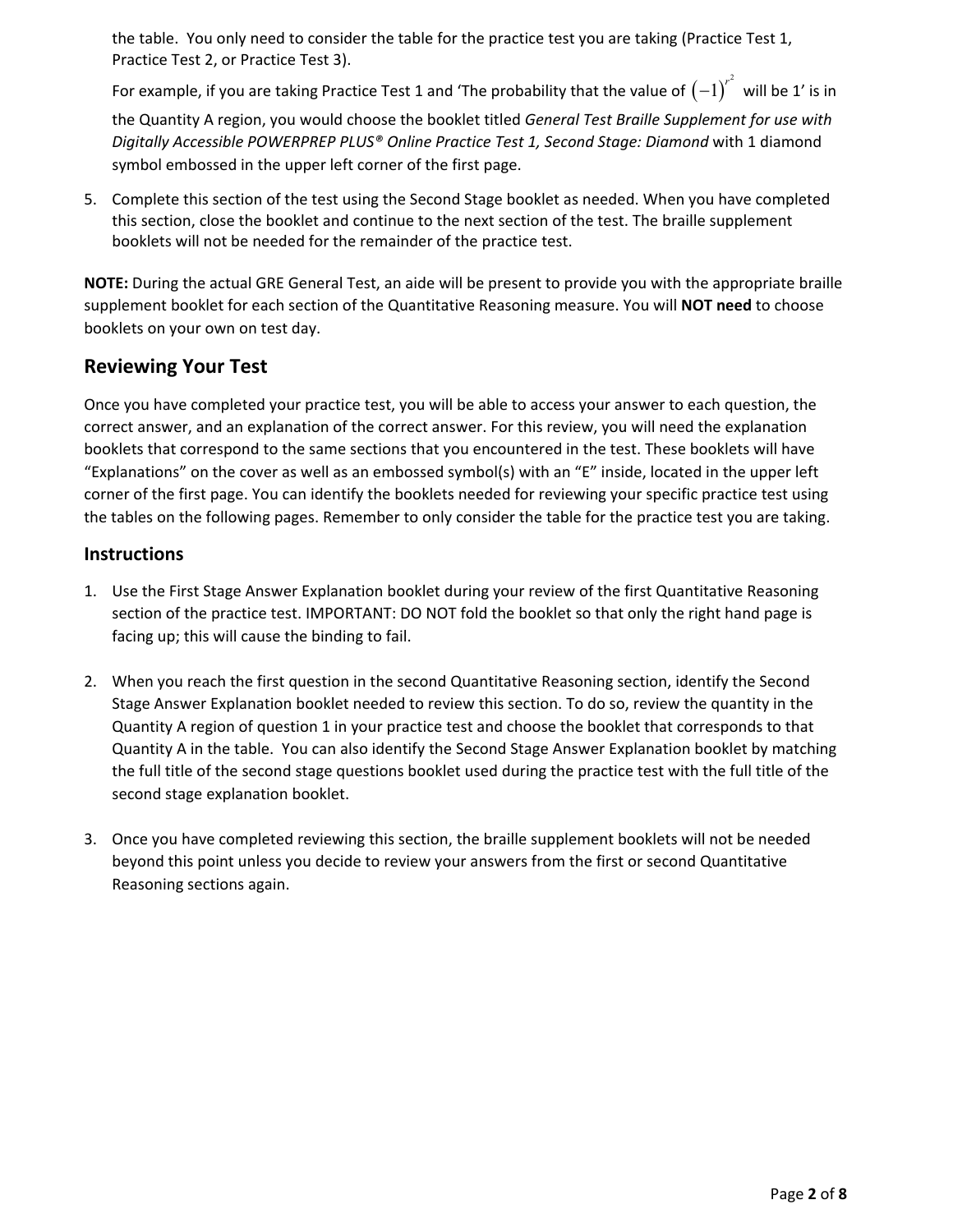the table. You only need to consider the table for the practice test you are taking (Practice Test 1, Practice Test 2, or Practice Test 3).

For example, if you are taking Practice Test 1 and 'The probability that the value of $(-1)^{r^2}$ will be 1' is in the Quantity A region, you would choose the booklet titled *General Test Braille Supplement for use with Digitally Accessible POWERPREP PLUS® Online Practice Test 1, Second Stage: Diamond* with 1 diamond symbol embossed in the upper left corner of the first page.

5. Complete this section of the test using the Second Stage booklet as needed. When you have completed this section, close the booklet and continue to the next section of the test. The braille supplement booklets will not be needed for the remainder of the practice test.

**NOTE:** During the actual GRE General Test, an aide will be present to provide you with the appropriate braille supplement booklet for each section of the Quantitative Reasoning measure. You will **NOT need** to choose booklets on your own on test day.

## Reviewing Your Test

Once you have completed your practice test, you will be able to access your answer to each question, the correct answer, and an explanation of the correct answer. For this review, you will need the explanation booklets that correspond to the same sections that you encountered in the test. These booklets will have "Explanations" on the cover as well as an embossed symbol(s) with an "E" inside, located in the upper left corner of the first page. You can identify the booklets needed for reviewing your specific practice test using the tables on the following pages. Remember to only consider the table for the practice test you are taking.

## Instructions

1. Use the First Stage Answer Explanation booklet during your review of the first Quantitative Reasoning section of the practice test. IMPORTANT: DO NOT fold the booklet so that only the right hand page is facing up; this will cause the binding to fail.

2. When you reach the first question in the second Quantitative Reasoning section, identify the Second Stage Answer Explanation booklet needed to review this section. To do so, review the quantity in the Quantity A region of question 1 in your practice test and choose the booklet that corresponds to that Quantity A in the table. You can also identify the Second Stage Answer Explanation booklet by matching the full title of the second stage questions booklet used during the practice test with the full title of the second stage explanation booklet.

3. Once you have completed reviewing this section, the braille supplement booklets will not be needed beyond this point unless you decide to review your answers from the first or second Quantitative Reasoning sections again.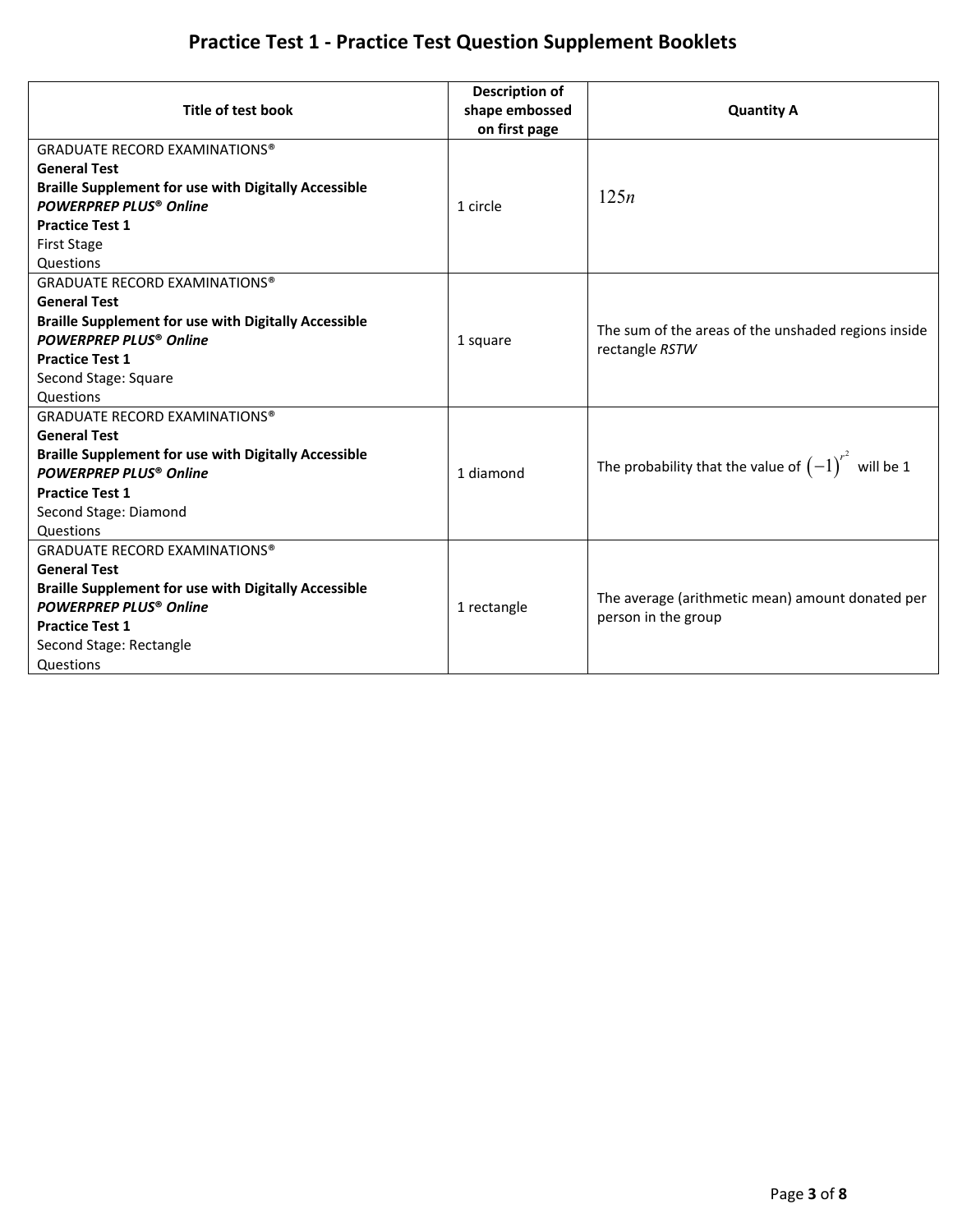# Practice Test 1 - Practice Test Question Supplement Booklets

| Title of test book | Description of shape embossed on first page | Quantity A |
|---|---|---|
| GRADUATE RECORD EXAMINATIONS® **General Test** **Braille Supplement for use with Digitally Accessible** ***POWERPREP PLUS® Online*** **Practice Test 1** First Stage Questions | 1 circle | $125n$ |
| GRADUATE RECORD EXAMINATIONS® **General Test** **Braille Supplement for use with Digitally Accessible** ***POWERPREP PLUS® Online*** **Practice Test 1** Second Stage: Square Questions | 1 square | The sum of the areas of the unshaded regions inside rectangle *RSTW* |
| GRADUATE RECORD EXAMINATIONS® **General Test** **Braille Supplement for use with Digitally Accessible** ***POWERPREP PLUS® Online*** **Practice Test 1** Second Stage: Diamond Questions | 1 diamond | The probability that the value of $(-1)^{r^2}$ will be 1 |
| GRADUATE RECORD EXAMINATIONS® **General Test** **Braille Supplement for use with Digitally Accessible** ***POWERPREP PLUS® Online*** **Practice Test 1** Second Stage: Rectangle Questions | 1 rectangle | The average (arithmetic mean) amount donated per person in the group |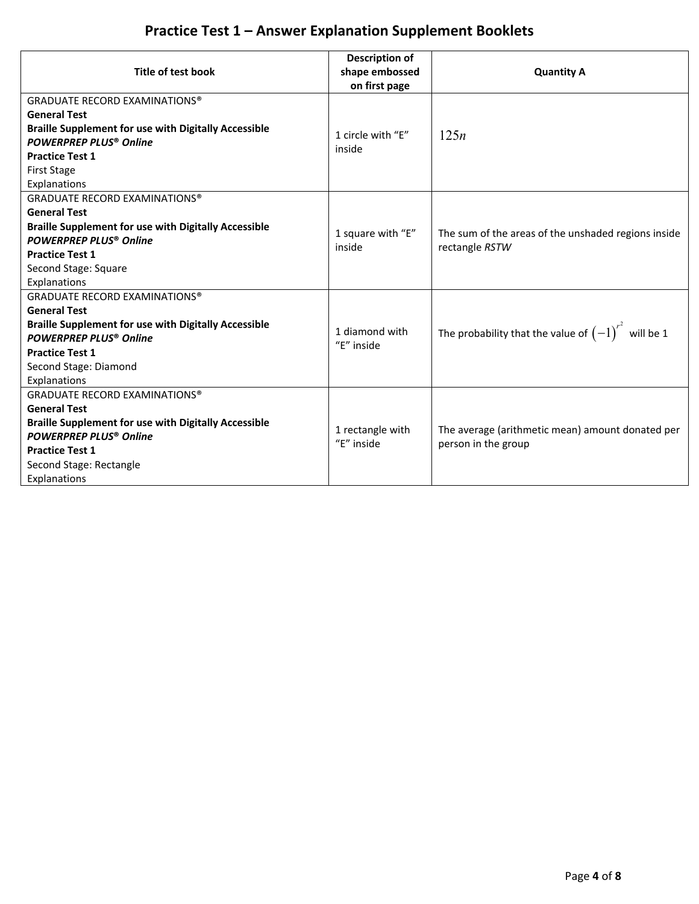## Practice Test 1 – Answer Explanation Supplement Booklets

| Title of test book | Description of shape embossed on first page | Quantity A |
| --- | --- | --- |
| GRADUATE RECORD EXAMINATIONS® **General Test** **Braille Supplement for use with Digitally Accessible** ***POWERPREP PLUS® Online*** **Practice Test 1** First Stage Explanations | 1 circle with “E” inside | $125n$ |
| GRADUATE RECORD EXAMINATIONS® **General Test** **Braille Supplement for use with Digitally Accessible** ***POWERPREP PLUS® Online*** **Practice Test 1** Second Stage: Square Explanations | 1 square with “E” inside | The sum of the areas of the unshaded regions inside rectangle *RSTW* |
| GRADUATE RECORD EXAMINATIONS® **General Test** **Braille Supplement for use with Digitally Accessible** ***POWERPREP PLUS® Online*** **Practice Test 1** Second Stage: Diamond Explanations | 1 diamond with “E” inside | The probability that the value of $(-1)^{r^2}$ will be 1 |
| GRADUATE RECORD EXAMINATIONS® **General Test** **Braille Supplement for use with Digitally Accessible** ***POWERPREP PLUS® Online*** **Practice Test 1** Second Stage: Rectangle Explanations | 1 rectangle with “E” inside | The average (arithmetic mean) amount donated per person in the group |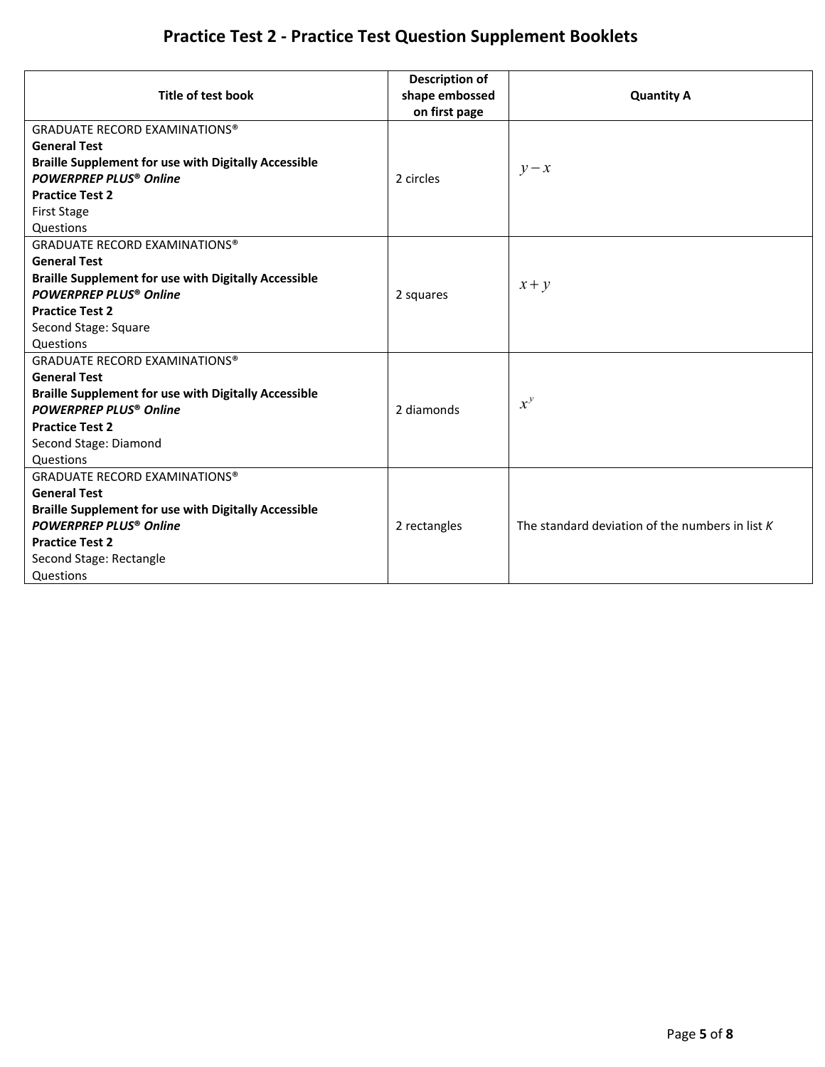# Practice Test 2 - Practice Test Question Supplement Booklets

| Title of test book | Description of shape embossed on first page | Quantity A |
| --- | --- | --- |
| GRADUATE RECORD EXAMINATIONS® **General Test** **Braille Supplement for use with Digitally Accessible** ***POWERPREP PLUS® Online*** **Practice Test 2** First Stage Questions | 2 circles | $y - x$ |
| GRADUATE RECORD EXAMINATIONS® **General Test** **Braille Supplement for use with Digitally Accessible** ***POWERPREP PLUS® Online*** **Practice Test 2** Second Stage: Square Questions | 2 squares | $x + y$ |
| GRADUATE RECORD EXAMINATIONS® **General Test** **Braille Supplement for use with Digitally Accessible** ***POWERPREP PLUS® Online*** **Practice Test 2** Second Stage: Diamond Questions | 2 diamonds | $x^y$ |
| GRADUATE RECORD EXAMINATIONS® **General Test** **Braille Supplement for use with Digitally Accessible** ***POWERPREP PLUS® Online*** **Practice Test 2** Second Stage: Rectangle Questions | 2 rectangles | The standard deviation of the numbers in list *K* |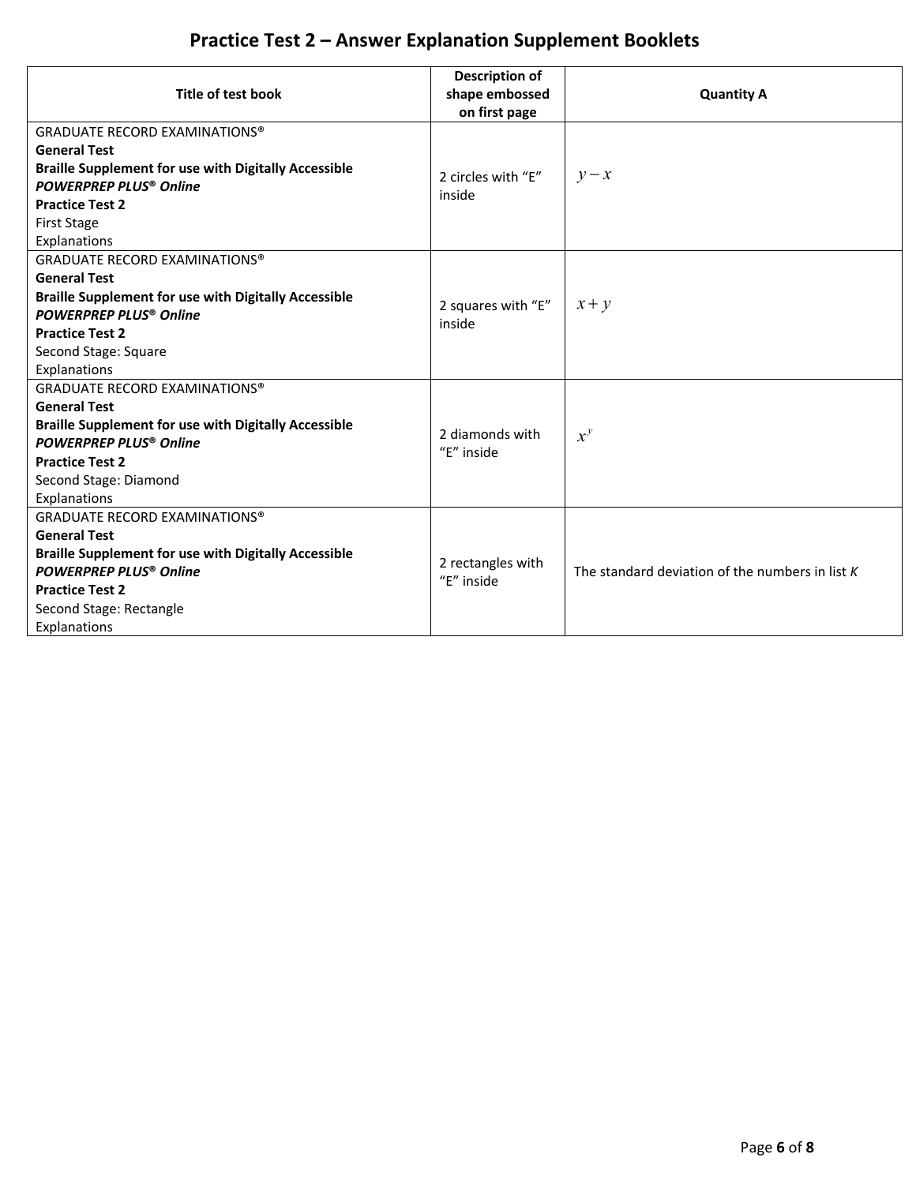# Practice Test 2 – Answer Explanation Supplement Booklets

| Title of test book | Description of shape embossed on first page | Quantity A |
| --- | --- | --- |
| GRADUATE RECORD EXAMINATIONS® **General Test** **Braille Supplement for use with Digitally Accessible** ***POWERPREP PLUS® Online*** **Practice Test 2** First Stage Explanations | 2 circles with "E" inside | $y - x$ |
| GRADUATE RECORD EXAMINATIONS® **General Test** **Braille Supplement for use with Digitally Accessible** ***POWERPREP PLUS® Online*** **Practice Test 2** Second Stage: Square Explanations | 2 squares with "E" inside | $x + y$ |
| GRADUATE RECORD EXAMINATIONS® **General Test** **Braille Supplement for use with Digitally Accessible** ***POWERPREP PLUS® Online*** **Practice Test 2** Second Stage: Diamond Explanations | 2 diamonds with "E" inside | $x^y$ |
| GRADUATE RECORD EXAMINATIONS® **General Test** **Braille Supplement for use with Digitally Accessible** ***POWERPREP PLUS® Online*** **Practice Test 2** Second Stage: Rectangle Explanations | 2 rectangles with "E" inside | The standard deviation of the numbers in list *K* |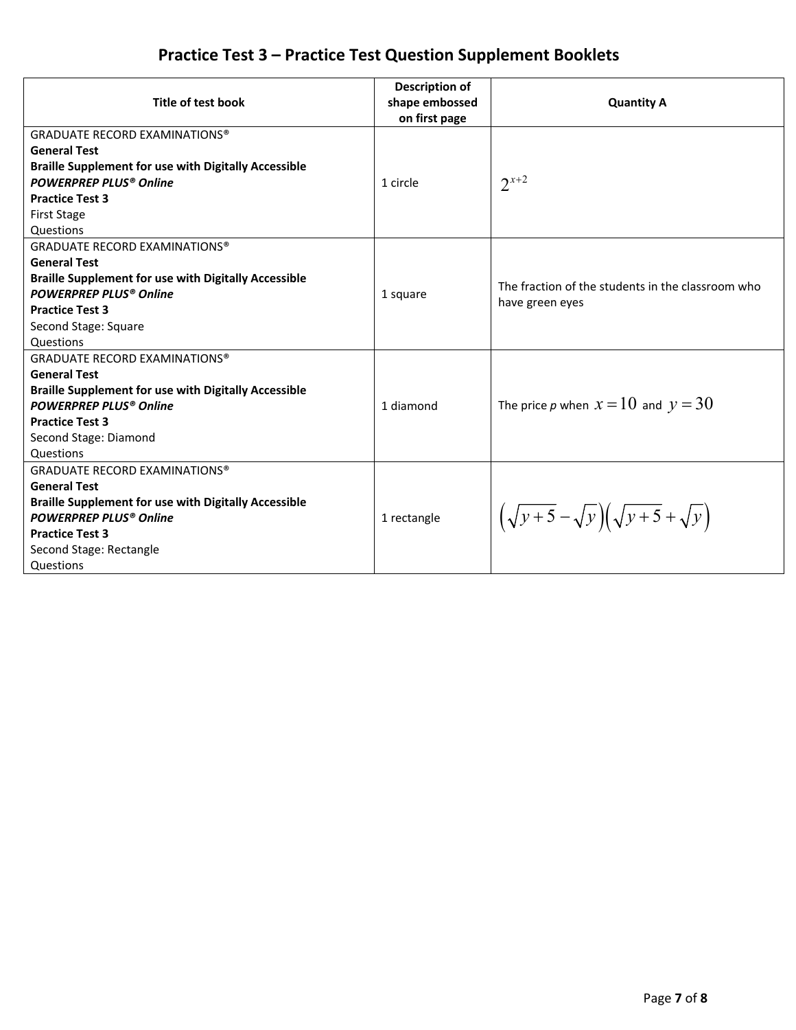# Practice Test 3 – Practice Test Question Supplement Booklets

| Title of test book | Description of shape embossed on first page | Quantity A |
| --- | --- | --- |
| GRADUATE RECORD EXAMINATIONS® **General Test** **Braille Supplement for use with Digitally Accessible** ***POWERPREP PLUS® Online*** **Practice Test 3** First Stage Questions | 1 circle | $2^{x+2}$ |
| GRADUATE RECORD EXAMINATIONS® **General Test** **Braille Supplement for use with Digitally Accessible** ***POWERPREP PLUS® Online*** **Practice Test 3** Second Stage: Square Questions | 1 square | The fraction of the students in the classroom who have green eyes |
| GRADUATE RECORD EXAMINATIONS® **General Test** **Braille Supplement for use with Digitally Accessible** ***POWERPREP PLUS® Online*** **Practice Test 3** Second Stage: Diamond Questions | 1 diamond | The price *p* when $x = 10$ and $y = 30$ |
| GRADUATE RECORD EXAMINATIONS® **General Test** **Braille Supplement for use with Digitally Accessible** ***POWERPREP PLUS® Online*** **Practice Test 3** Second Stage: Rectangle Questions | 1 rectangle | $\left(\sqrt{y+5} - \sqrt{y}\right)\left(\sqrt{y+5} + \sqrt{y}\right)$ |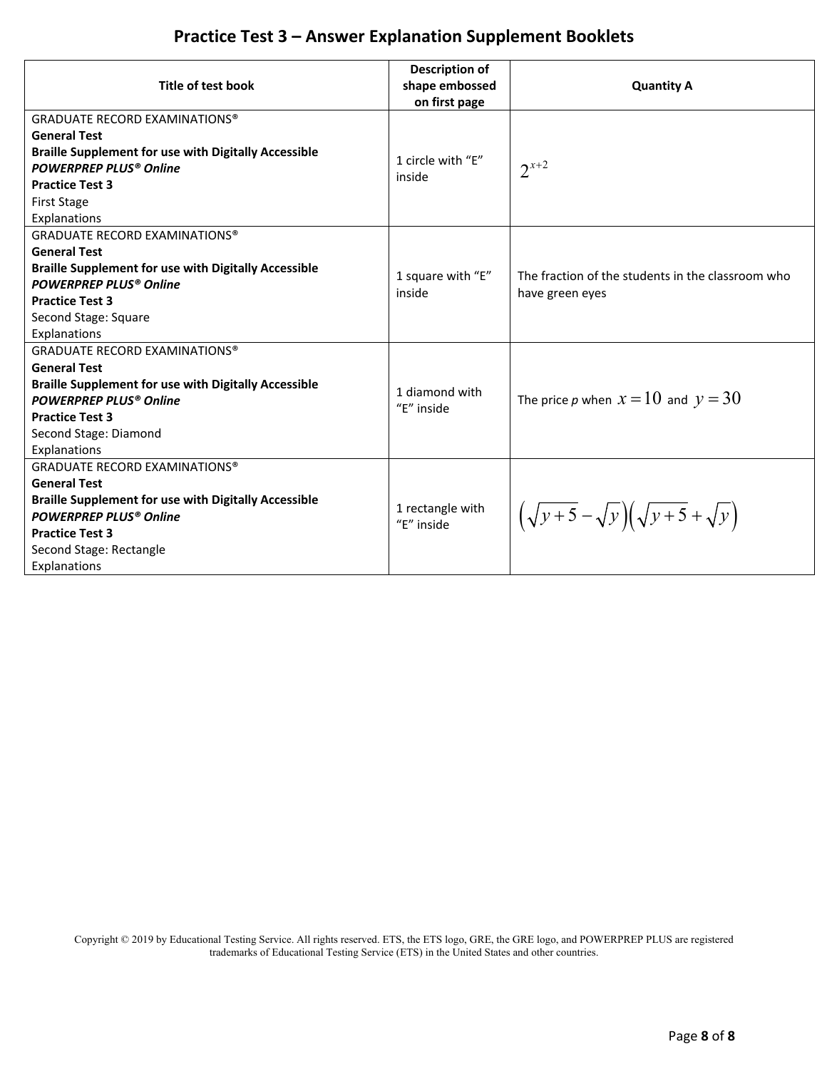## Practice Test 3 – Answer Explanation Supplement Booklets

| Title of test book | Description of shape embossed on first page | Quantity A |
|---|---|---|
| GRADUATE RECORD EXAMINATIONS® <br> **General Test** <br> **Braille Supplement for use with Digitally Accessible** <br> ***POWERPREP PLUS® Online*** <br> **Practice Test 3** <br> First Stage <br> Explanations | 1 circle with "E" inside | $2^{x+2}$ |
| GRADUATE RECORD EXAMINATIONS® <br> **General Test** <br> **Braille Supplement for use with Digitally Accessible** <br> ***POWERPREP PLUS® Online*** <br> **Practice Test 3** <br> Second Stage: Square <br> Explanations | 1 square with "E" inside | The fraction of the students in the classroom who have green eyes |
| GRADUATE RECORD EXAMINATIONS® <br> **General Test** <br> **Braille Supplement for use with Digitally Accessible** <br> ***POWERPREP PLUS® Online*** <br> **Practice Test 3** <br> Second Stage: Diamond <br> Explanations | 1 diamond with "E" inside | The price *p* when $x = 10$ and $y = 30$ |
| GRADUATE RECORD EXAMINATIONS® <br> **General Test** <br> **Braille Supplement for use with Digitally Accessible** <br> ***POWERPREP PLUS® Online*** <br> **Practice Test 3** <br> Second Stage: Rectangle <br> Explanations | 1 rectangle with "E" inside | $\left(\sqrt{y+5} - \sqrt{y}\right)\left(\sqrt{y+5} + \sqrt{y}\right)$ |

Copyright © 2019 by Educational Testing Service. All rights reserved. ETS, the ETS logo, GRE, the GRE logo, and POWERPREP PLUS are registered trademarks of Educational Testing Service (ETS) in the United States and other countries.